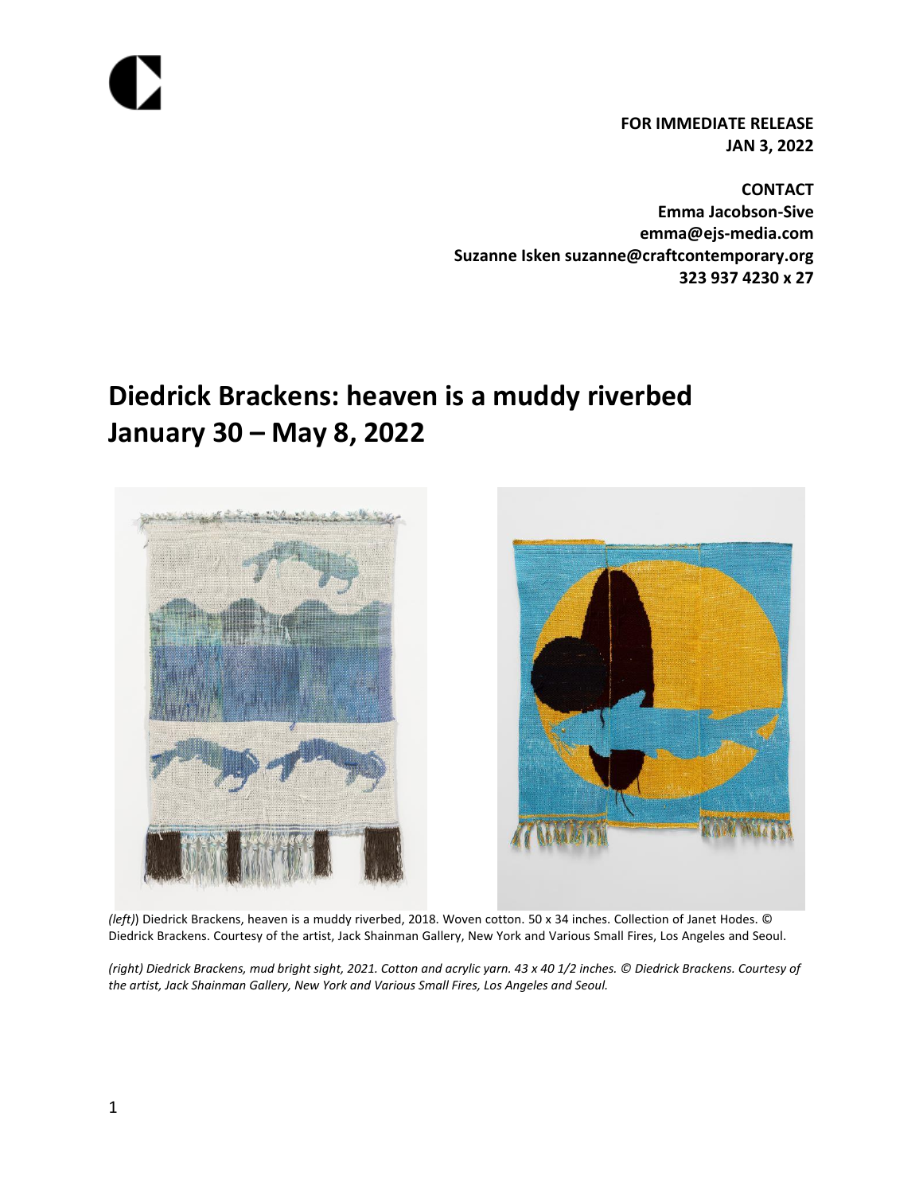**FOR IMMEDIATE RELEASE**
**JAN 3, 2022**

**CONTACT**
**Emma Jacobson-Sive**
**emma@ejs-media.com**
**Suzanne Isken suzanne@craftcontemporary.org**
**323 937 4230 x 27**

# Diedrick Brackens: heaven is a muddy riverbed
# January 30 – May 8, 2022

*(left)*) Diedrick Brackens, heaven is a muddy riverbed, 2018. Woven cotton. 50 x 34 inches. Collection of Janet Hodes. © Diedrick Brackens. Courtesy of the artist, Jack Shainman Gallery, New York and Various Small Fires, Los Angeles and Seoul.

*(right) Diedrick Brackens, mud bright sight, 2021. Cotton and acrylic yarn. 43 x 40 1/2 inches. © Diedrick Brackens. Courtesy of the artist, Jack Shainman Gallery, New York and Various Small Fires, Los Angeles and Seoul.*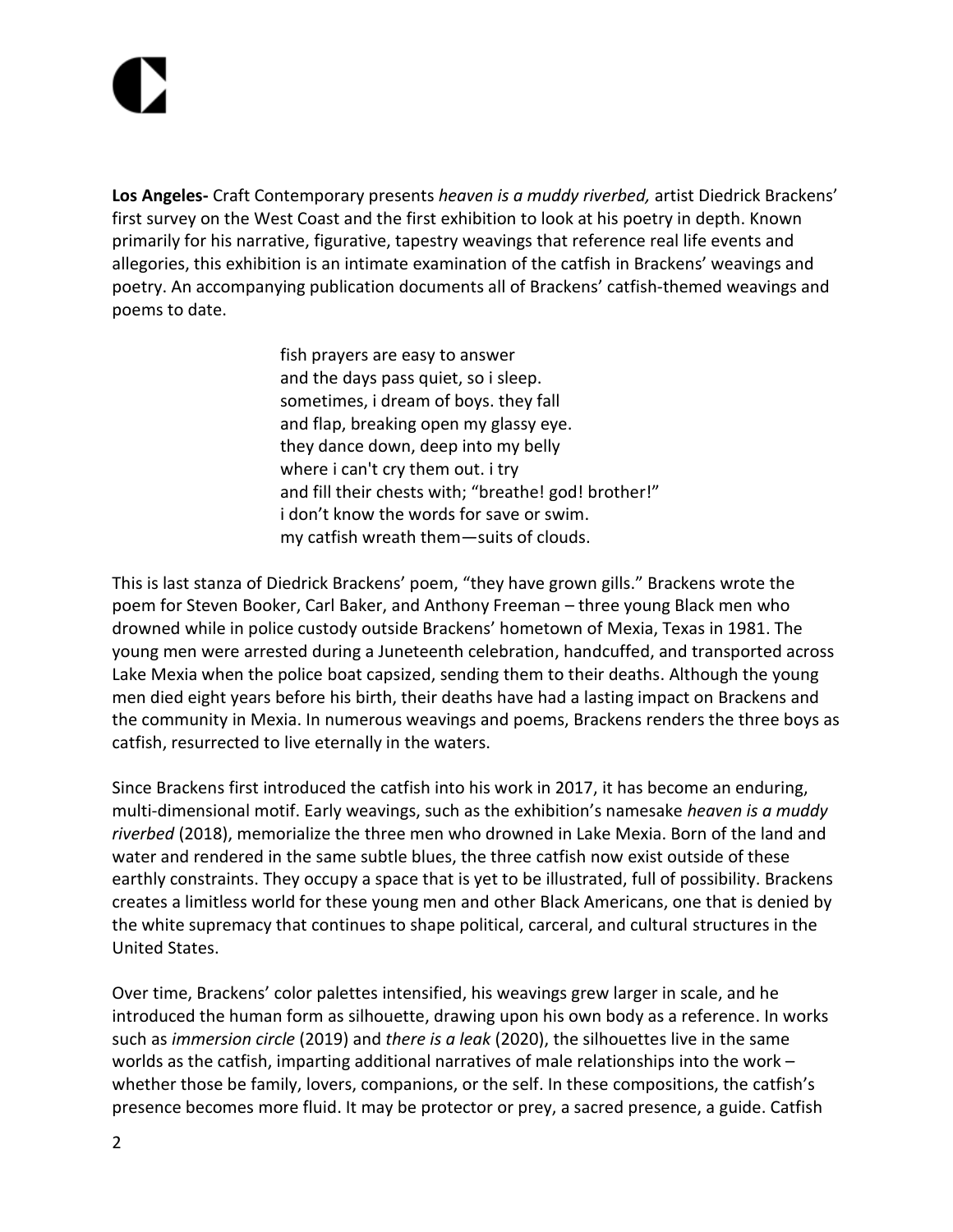**Los Angeles-** Craft Contemporary presents *heaven is a muddy riverbed,* artist Diedrick Brackens' first survey on the West Coast and the first exhibition to look at his poetry in depth. Known primarily for his narrative, figurative, tapestry weavings that reference real life events and allegories, this exhibition is an intimate examination of the catfish in Brackens' weavings and poetry. An accompanying publication documents all of Brackens' catfish-themed weavings and poems to date.

> fish prayers are easy to answer
> and the days pass quiet, so i sleep.
> sometimes, i dream of boys. they fall
> and flap, breaking open my glassy eye.
> they dance down, deep into my belly
> where i can't cry them out. i try
> and fill their chests with; "breathe! god! brother!"
> i don't know the words for save or swim.
> my catfish wreath them—suits of clouds.

This is last stanza of Diedrick Brackens' poem, "they have grown gills." Brackens wrote the poem for Steven Booker, Carl Baker, and Anthony Freeman – three young Black men who drowned while in police custody outside Brackens' hometown of Mexia, Texas in 1981. The young men were arrested during a Juneteenth celebration, handcuffed, and transported across Lake Mexia when the police boat capsized, sending them to their deaths. Although the young men died eight years before his birth, their deaths have had a lasting impact on Brackens and the community in Mexia. In numerous weavings and poems, Brackens renders the three boys as catfish, resurrected to live eternally in the waters.

Since Brackens first introduced the catfish into his work in 2017, it has become an enduring, multi-dimensional motif. Early weavings, such as the exhibition's namesake *heaven is a muddy riverbed* (2018), memorialize the three men who drowned in Lake Mexia. Born of the land and water and rendered in the same subtle blues, the three catfish now exist outside of these earthly constraints. They occupy a space that is yet to be illustrated, full of possibility. Brackens creates a limitless world for these young men and other Black Americans, one that is denied by the white supremacy that continues to shape political, carceral, and cultural structures in the United States.

Over time, Brackens' color palettes intensified, his weavings grew larger in scale, and he introduced the human form as silhouette, drawing upon his own body as a reference. In works such as *immersion circle* (2019) and *there is a leak* (2020), the silhouettes live in the same worlds as the catfish, imparting additional narratives of male relationships into the work – whether those be family, lovers, companions, or the self. In these compositions, the catfish's presence becomes more fluid. It may be protector or prey, a sacred presence, a guide. Catfish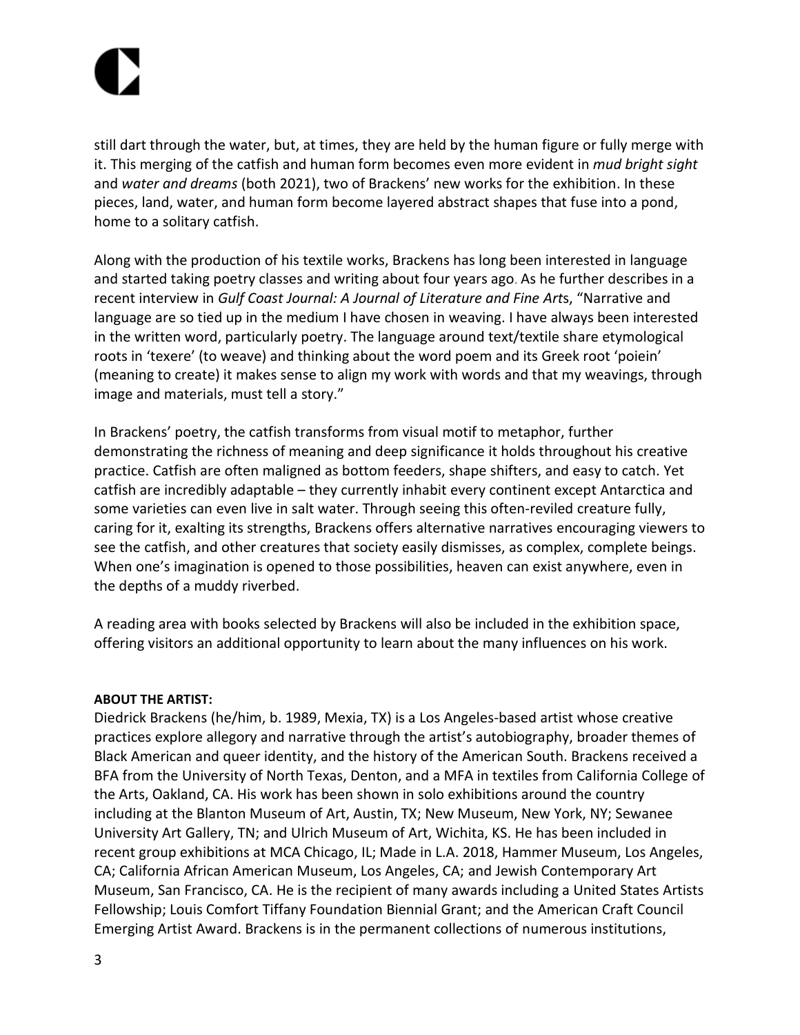still dart through the water, but, at times, they are held by the human figure or fully merge with it. This merging of the catfish and human form becomes even more evident in *mud bright sight* and *water and dreams* (both 2021), two of Brackens' new works for the exhibition. In these pieces, land, water, and human form become layered abstract shapes that fuse into a pond, home to a solitary catfish.

Along with the production of his textile works, Brackens has long been interested in language and started taking poetry classes and writing about four years ago. As he further describes in a recent interview in *Gulf Coast Journal: A Journal of Literature and Fine Art*s, "Narrative and language are so tied up in the medium I have chosen in weaving. I have always been interested in the written word, particularly poetry. The language around text/textile share etymological roots in 'texere' (to weave) and thinking about the word poem and its Greek root 'poiein' (meaning to create) it makes sense to align my work with words and that my weavings, through image and materials, must tell a story."

In Brackens' poetry, the catfish transforms from visual motif to metaphor, further demonstrating the richness of meaning and deep significance it holds throughout his creative practice. Catfish are often maligned as bottom feeders, shape shifters, and easy to catch. Yet catfish are incredibly adaptable – they currently inhabit every continent except Antarctica and some varieties can even live in salt water. Through seeing this often-reviled creature fully, caring for it, exalting its strengths, Brackens offers alternative narratives encouraging viewers to see the catfish, and other creatures that society easily dismisses, as complex, complete beings. When one's imagination is opened to those possibilities, heaven can exist anywhere, even in the depths of a muddy riverbed.

A reading area with books selected by Brackens will also be included in the exhibition space, offering visitors an additional opportunity to learn about the many influences on his work.

**ABOUT THE ARTIST:**

Diedrick Brackens (he/him, b. 1989, Mexia, TX) is a Los Angeles-based artist whose creative practices explore allegory and narrative through the artist's autobiography, broader themes of Black American and queer identity, and the history of the American South. Brackens received a BFA from the University of North Texas, Denton, and a MFA in textiles from California College of the Arts, Oakland, CA. His work has been shown in solo exhibitions around the country including at the Blanton Museum of Art, Austin, TX; New Museum, New York, NY; Sewanee University Art Gallery, TN; and Ulrich Museum of Art, Wichita, KS. He has been included in recent group exhibitions at MCA Chicago, IL; Made in L.A. 2018, Hammer Museum, Los Angeles, CA; California African American Museum, Los Angeles, CA; and Jewish Contemporary Art Museum, San Francisco, CA. He is the recipient of many awards including a United States Artists Fellowship; Louis Comfort Tiffany Foundation Biennial Grant; and the American Craft Council Emerging Artist Award. Brackens is in the permanent collections of numerous institutions,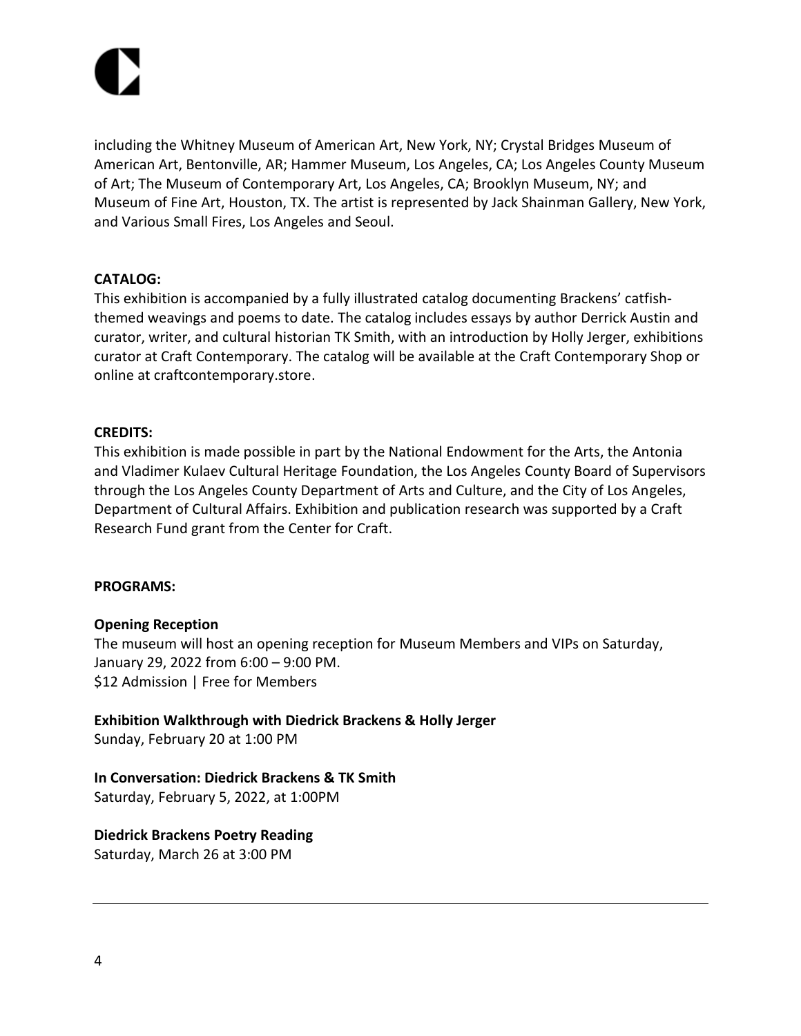including the Whitney Museum of American Art, New York, NY; Crystal Bridges Museum of American Art, Bentonville, AR; Hammer Museum, Los Angeles, CA; Los Angeles County Museum of Art; The Museum of Contemporary Art, Los Angeles, CA; Brooklyn Museum, NY; and Museum of Fine Art, Houston, TX. The artist is represented by Jack Shainman Gallery, New York, and Various Small Fires, Los Angeles and Seoul.

**CATALOG:**
This exhibition is accompanied by a fully illustrated catalog documenting Brackens' catfish-themed weavings and poems to date. The catalog includes essays by author Derrick Austin and curator, writer, and cultural historian TK Smith, with an introduction by Holly Jerger, exhibitions curator at Craft Contemporary. The catalog will be available at the Craft Contemporary Shop or online at craftcontemporary.store.

**CREDITS:**
This exhibition is made possible in part by the National Endowment for the Arts, the Antonia and Vladimer Kulaev Cultural Heritage Foundation, the Los Angeles County Board of Supervisors through the Los Angeles County Department of Arts and Culture, and the City of Los Angeles, Department of Cultural Affairs. Exhibition and publication research was supported by a Craft Research Fund grant from the Center for Craft.

**PROGRAMS:**

**Opening Reception**
The museum will host an opening reception for Museum Members and VIPs on Saturday, January 29, 2022 from 6:00 – 9:00 PM.
$12 Admission | Free for Members

**Exhibition Walkthrough with Diedrick Brackens & Holly Jerger**
Sunday, February 20 at 1:00 PM

**In Conversation: Diedrick Brackens & TK Smith**
Saturday, February 5, 2022, at 1:00PM

**Diedrick Brackens Poetry Reading**
Saturday, March 26 at 3:00 PM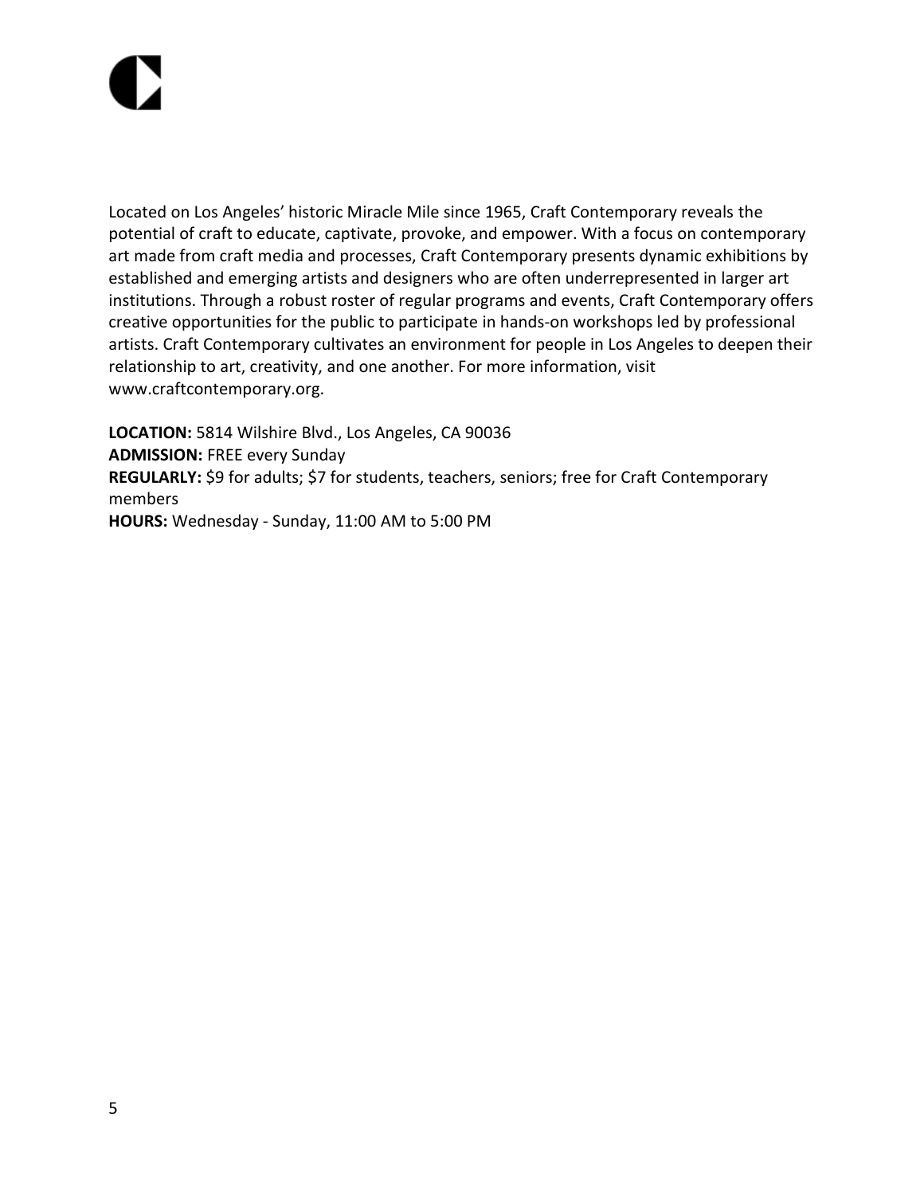Located on Los Angeles' historic Miracle Mile since 1965, Craft Contemporary reveals the potential of craft to educate, captivate, provoke, and empower. With a focus on contemporary art made from craft media and processes, Craft Contemporary presents dynamic exhibitions by established and emerging artists and designers who are often underrepresented in larger art institutions. Through a robust roster of regular programs and events, Craft Contemporary offers creative opportunities for the public to participate in hands-on workshops led by professional artists. Craft Contemporary cultivates an environment for people in Los Angeles to deepen their relationship to art, creativity, and one another. For more information, visit www.craftcontemporary.org.

**LOCATION:** 5814 Wilshire Blvd., Los Angeles, CA 90036
**ADMISSION:** FREE every Sunday
**REGULARLY:** $9 for adults; $7 for students, teachers, seniors; free for Craft Contemporary members
**HOURS:** Wednesday - Sunday, 11:00 AM to 5:00 PM